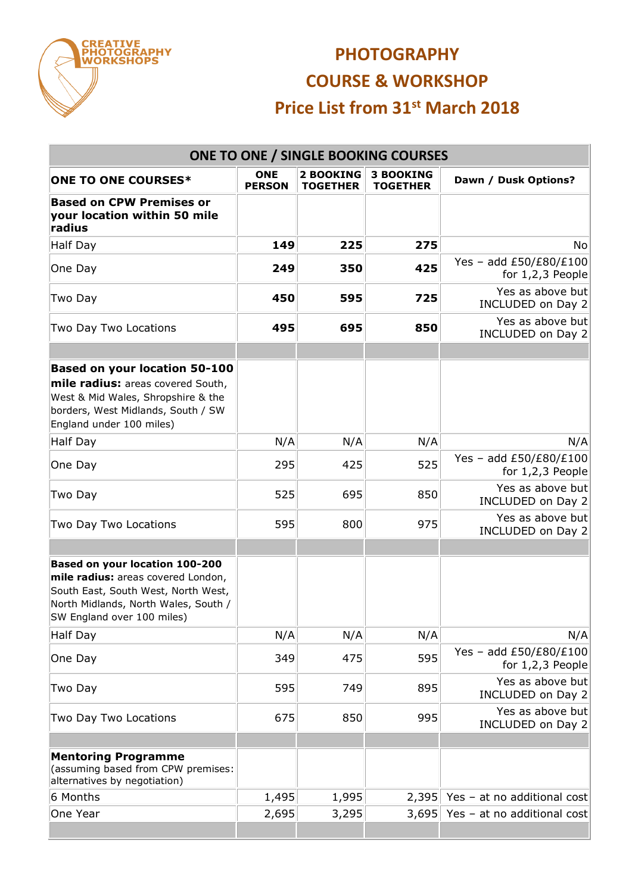CREATIVE PHOTOGRAPHY WORKSHOPS

# PHOTOGRAPHY COURSE & WORKSHOP

## Price List from 31st March 2018

| ONE TO ONE / SINGLE BOOKING COURSES | | | | |
|---|---|---|---|---|
| **ONE TO ONE COURSES*** | **ONE PERSON** | **2 BOOKING TOGETHER** | **3 BOOKING TOGETHER** | **Dawn / Dusk Options?** |
| **Based on CPW Premises or your location within 50 mile radius** | | | | |
| Half Day | **149** | **225** | **275** | No |
| One Day | **249** | **350** | **425** | Yes – add £50/£80/£100 for 1,2,3 People |
| Two Day | **450** | **595** | **725** | Yes as above but INCLUDED on Day 2 |
| Two Day Two Locations | **495** | **695** | **850** | Yes as above but INCLUDED on Day 2 |
| | | | | |
| **Based on your location 50-100 mile radius:** areas covered South, West & Mid Wales, Shropshire & the borders, West Midlands, South / SW England under 100 miles) | | | | |
| Half Day | N/A | N/A | N/A | N/A |
| One Day | 295 | 425 | 525 | Yes – add £50/£80/£100 for 1,2,3 People |
| Two Day | 525 | 695 | 850 | Yes as above but INCLUDED on Day 2 |
| Two Day Two Locations | 595 | 800 | 975 | Yes as above but INCLUDED on Day 2 |
| | | | | |
| **Based on your location 100-200 mile radius:** areas covered London, South East, South West, North West, North Midlands, North Wales, South / SW England over 100 miles) | | | | |
| Half Day | N/A | N/A | N/A | N/A |
| One Day | 349 | 475 | 595 | Yes – add £50/£80/£100 for 1,2,3 People |
| Two Day | 595 | 749 | 895 | Yes as above but INCLUDED on Day 2 |
| Two Day Two Locations | 675 | 850 | 995 | Yes as above but INCLUDED on Day 2 |
| | | | | |
| **Mentoring Programme** (assuming based from CPW premises: alternatives by negotiation) | | | | |
| 6 Months | 1,495 | 1,995 | 2,395 | Yes – at no additional cost |
| One Year | 2,695 | 3,295 | 3,695 | Yes – at no additional cost |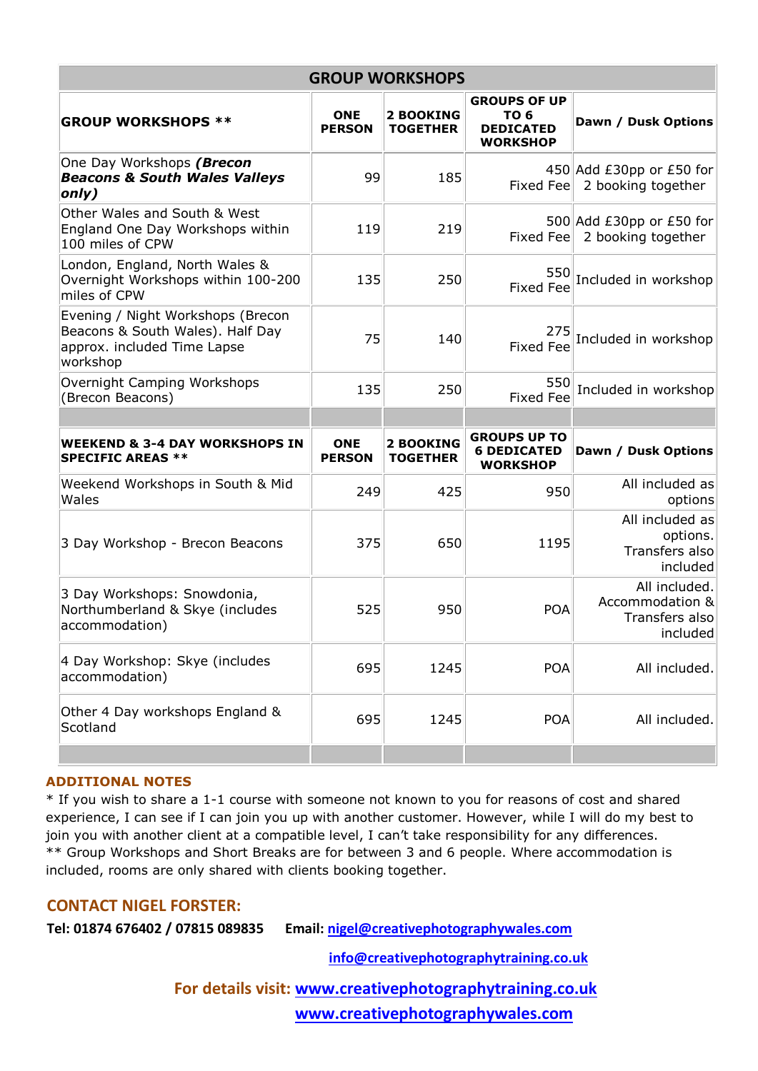| GROUP WORKSHOPS | | | | |
|---|---|---|---|---|
| **GROUP WORKSHOPS \*\*** | **ONE PERSON** | **2 BOOKING TOGETHER** | **GROUPS OF UP TO 6 DEDICATED WORKSHOP** | **Dawn / Dusk Options** |
| One Day Workshops ***(Brecon Beacons & South Wales Valleys only)*** | 99 | 185 | 450 Fixed Fee | Add £30pp or £50 for 2 booking together |
| Other Wales and South & West England One Day Workshops within 100 miles of CPW | 119 | 219 | 500 Fixed Fee | Add £30pp or £50 for 2 booking together |
| London, England, North Wales & Overnight Workshops within 100-200 miles of CPW | 135 | 250 | 550 Fixed Fee | Included in workshop |
| Evening / Night Workshops (Brecon Beacons & South Wales). Half Day approx. included Time Lapse workshop | 75 | 140 | 275 Fixed Fee | Included in workshop |
| Overnight Camping Workshops (Brecon Beacons) | 135 | 250 | 550 Fixed Fee | Included in workshop |
| | | | | |
| **WEEKEND & 3-4 DAY WORKSHOPS IN SPECIFIC AREAS \*\*** | **ONE PERSON** | **2 BOOKING TOGETHER** | **GROUPS UP TO 6 DEDICATED WORKSHOP** | **Dawn / Dusk Options** |
| Weekend Workshops in South & Mid Wales | 249 | 425 | 950 | All included as options |
| 3 Day Workshop - Brecon Beacons | 375 | 650 | 1195 | All included as options. Transfers also included |
| 3 Day Workshops: Snowdonia, Northumberland & Skye (includes accommodation) | 525 | 950 | POA | All included. Accommodation & Transfers also included |
| 4 Day Workshop: Skye (includes accommodation) | 695 | 1245 | POA | All included. |
| Other 4 Day workshops England & Scotland | 695 | 1245 | POA | All included. |
| | | | | |

## ADDITIONAL NOTES

* If you wish to share a 1-1 course with someone not known to you for reasons of cost and shared experience, I can see if I can join you up with another customer. However, while I will do my best to join you with another client at a compatible level, I can't take responsibility for any differences.
** Group Workshops and Short Breaks are for between 3 and 6 people. Where accommodation is included, rooms are only shared with clients booking together.

## CONTACT NIGEL FORSTER:

**Tel: 01874 676402 / 07815 089835** **Email:** nigel@creativephotographywales.com

info@creativephotographytraining.co.uk

**For details visit:** www.creativephotographytraining.co.uk

www.creativephotographywales.com